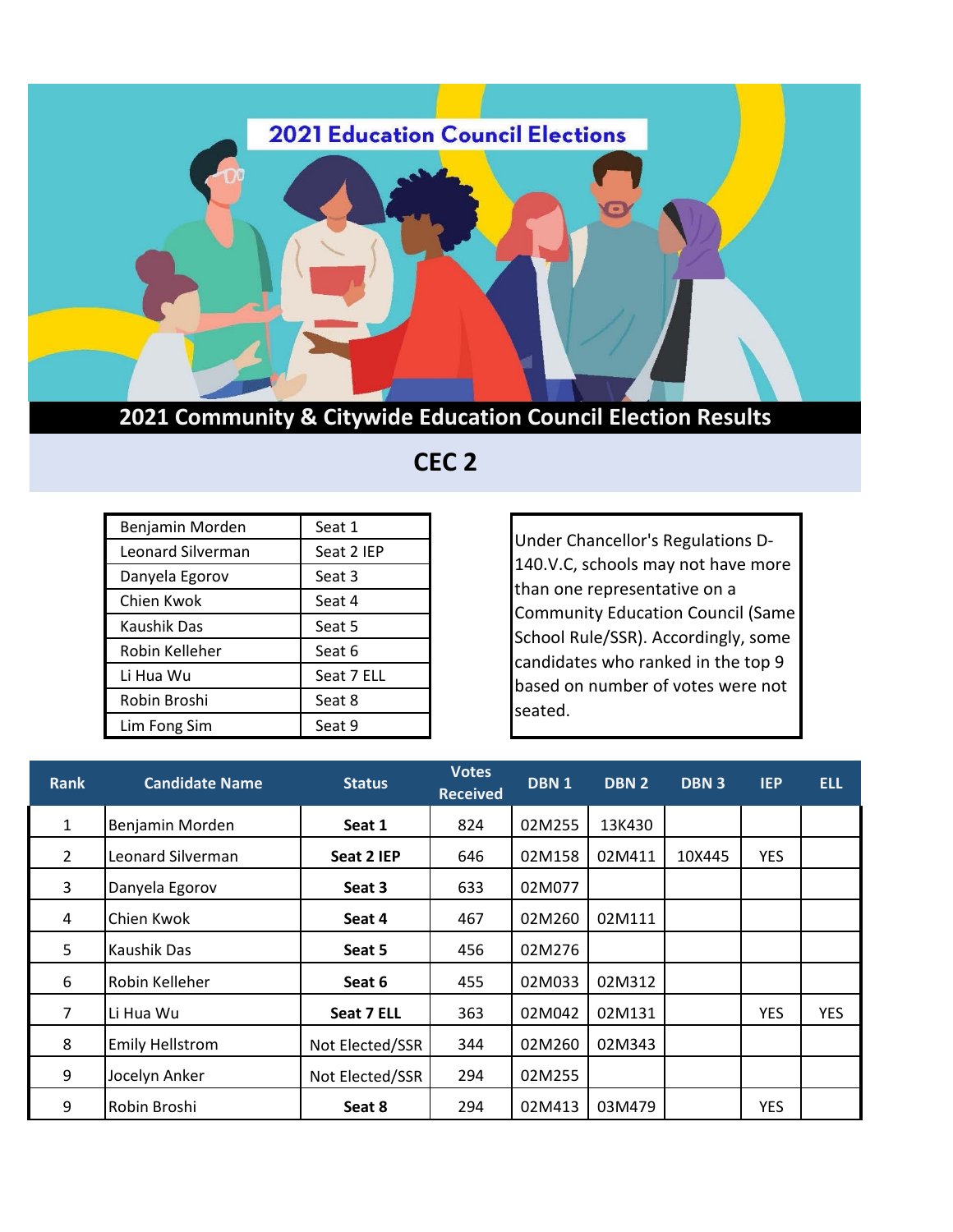# 2021 Education Council Elections

## 2021 Community & Citywide Education Council Election Results

## CEC 2

| | |
|---|---|
| Benjamin Morden | Seat 1 |
| Leonard Silverman | Seat 2 IEP |
| Danyela Egorov | Seat 3 |
| Chien Kwok | Seat 4 |
| Kaushik Das | Seat 5 |
| Robin Kelleher | Seat 6 |
| Li Hua Wu | Seat 7 ELL |
| Robin Broshi | Seat 8 |
| Lim Fong Sim | Seat 9 |

Under Chancellor's Regulations D-140.V.C, schools may not have more than one representative on a Community Education Council (Same School Rule/SSR). Accordingly, some candidates who ranked in the top 9 based on number of votes were not seated.

| Rank | Candidate Name | Status | Votes Received | DBN 1 | DBN 2 | DBN 3 | IEP | ELL |
|---|---|---|---|---|---|---|---|---|
| 1 | Benjamin Morden | **Seat 1** | 824 | 02M255 | 13K430 | | | |
| 2 | Leonard Silverman | **Seat 2 IEP** | 646 | 02M158 | 02M411 | 10X445 | YES | |
| 3 | Danyela Egorov | **Seat 3** | 633 | 02M077 | | | | |
| 4 | Chien Kwok | **Seat 4** | 467 | 02M260 | 02M111 | | | |
| 5 | Kaushik Das | **Seat 5** | 456 | 02M276 | | | | |
| 6 | Robin Kelleher | **Seat 6** | 455 | 02M033 | 02M312 | | | |
| 7 | Li Hua Wu | **Seat 7 ELL** | 363 | 02M042 | 02M131 | | YES | YES |
| 8 | Emily Hellstrom | Not Elected/SSR | 344 | 02M260 | 02M343 | | | |
| 9 | Jocelyn Anker | Not Elected/SSR | 294 | 02M255 | | | | |
| 9 | Robin Broshi | **Seat 8** | 294 | 02M413 | 03M479 | | YES | |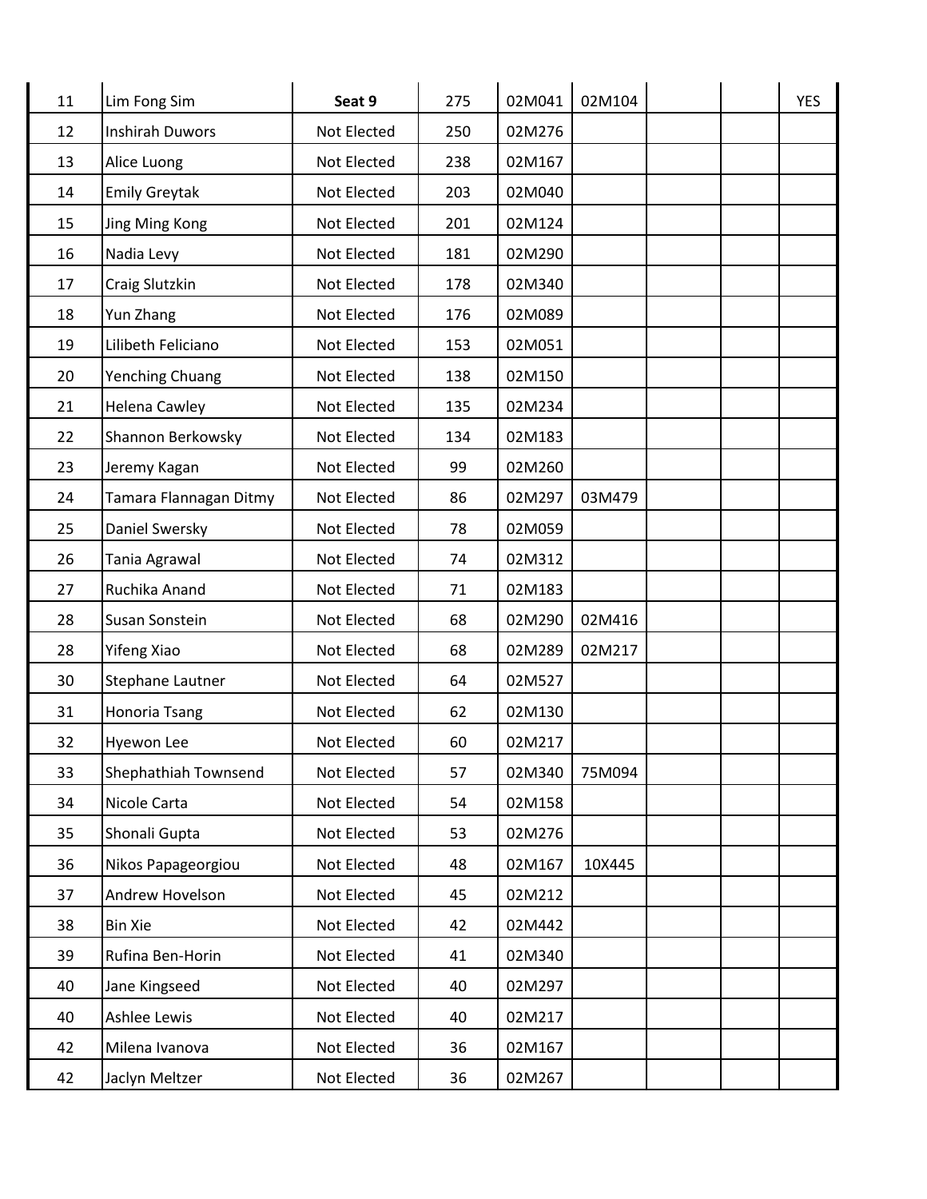| | | | | | | | | |
|---|---|---|---|---|---|---|---|---|
| 11 | Lim Fong Sim | **Seat 9** | 275 | 02M041 | 02M104 | | | YES |
| 12 | Inshirah Duwors | Not Elected | 250 | 02M276 | | | | |
| 13 | Alice Luong | Not Elected | 238 | 02M167 | | | | |
| 14 | Emily Greytak | Not Elected | 203 | 02M040 | | | | |
| 15 | Jing Ming Kong | Not Elected | 201 | 02M124 | | | | |
| 16 | Nadia Levy | Not Elected | 181 | 02M290 | | | | |
| 17 | Craig Slutzkin | Not Elected | 178 | 02M340 | | | | |
| 18 | Yun Zhang | Not Elected | 176 | 02M089 | | | | |
| 19 | Lilibeth Feliciano | Not Elected | 153 | 02M051 | | | | |
| 20 | Yenching Chuang | Not Elected | 138 | 02M150 | | | | |
| 21 | Helena Cawley | Not Elected | 135 | 02M234 | | | | |
| 22 | Shannon Berkowsky | Not Elected | 134 | 02M183 | | | | |
| 23 | Jeremy Kagan | Not Elected | 99 | 02M260 | | | | |
| 24 | Tamara Flannagan Ditmy | Not Elected | 86 | 02M297 | 03M479 | | | |
| 25 | Daniel Swersky | Not Elected | 78 | 02M059 | | | | |
| 26 | Tania Agrawal | Not Elected | 74 | 02M312 | | | | |
| 27 | Ruchika Anand | Not Elected | 71 | 02M183 | | | | |
| 28 | Susan Sonstein | Not Elected | 68 | 02M290 | 02M416 | | | |
| 28 | Yifeng Xiao | Not Elected | 68 | 02M289 | 02M217 | | | |
| 30 | Stephane Lautner | Not Elected | 64 | 02M527 | | | | |
| 31 | Honoria Tsang | Not Elected | 62 | 02M130 | | | | |
| 32 | Hyewon Lee | Not Elected | 60 | 02M217 | | | | |
| 33 | Shephathiah Townsend | Not Elected | 57 | 02M340 | 75M094 | | | |
| 34 | Nicole Carta | Not Elected | 54 | 02M158 | | | | |
| 35 | Shonali Gupta | Not Elected | 53 | 02M276 | | | | |
| 36 | Nikos Papageorgiou | Not Elected | 48 | 02M167 | 10X445 | | | |
| 37 | Andrew Hovelson | Not Elected | 45 | 02M212 | | | | |
| 38 | Bin Xie | Not Elected | 42 | 02M442 | | | | |
| 39 | Rufina Ben-Horin | Not Elected | 41 | 02M340 | | | | |
| 40 | Jane Kingseed | Not Elected | 40 | 02M297 | | | | |
| 40 | Ashlee Lewis | Not Elected | 40 | 02M217 | | | | |
| 42 | Milena Ivanova | Not Elected | 36 | 02M167 | | | | |
| 42 | Jaclyn Meltzer | Not Elected | 36 | 02M267 | | | | |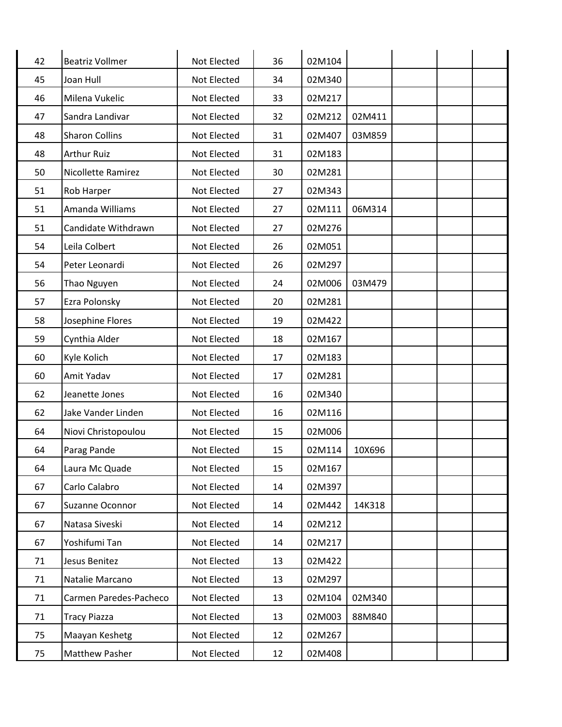| | | | | | | | | |
|---|---|---|---|---|---|---|---|---|
| 42 | Beatriz Vollmer | Not Elected | 36 | 02M104 | | | | |
| 45 | Joan Hull | Not Elected | 34 | 02M340 | | | | |
| 46 | Milena Vukelic | Not Elected | 33 | 02M217 | | | | |
| 47 | Sandra Landivar | Not Elected | 32 | 02M212 | 02M411 | | | |
| 48 | Sharon Collins | Not Elected | 31 | 02M407 | 03M859 | | | |
| 48 | Arthur Ruiz | Not Elected | 31 | 02M183 | | | | |
| 50 | Nicollette Ramirez | Not Elected | 30 | 02M281 | | | | |
| 51 | Rob Harper | Not Elected | 27 | 02M343 | | | | |
| 51 | Amanda Williams | Not Elected | 27 | 02M111 | 06M314 | | | |
| 51 | Candidate Withdrawn | Not Elected | 27 | 02M276 | | | | |
| 54 | Leila Colbert | Not Elected | 26 | 02M051 | | | | |
| 54 | Peter Leonardi | Not Elected | 26 | 02M297 | | | | |
| 56 | Thao Nguyen | Not Elected | 24 | 02M006 | 03M479 | | | |
| 57 | Ezra Polonsky | Not Elected | 20 | 02M281 | | | | |
| 58 | Josephine Flores | Not Elected | 19 | 02M422 | | | | |
| 59 | Cynthia Alder | Not Elected | 18 | 02M167 | | | | |
| 60 | Kyle Kolich | Not Elected | 17 | 02M183 | | | | |
| 60 | Amit Yadav | Not Elected | 17 | 02M281 | | | | |
| 62 | Jeanette Jones | Not Elected | 16 | 02M340 | | | | |
| 62 | Jake Vander Linden | Not Elected | 16 | 02M116 | | | | |
| 64 | Niovi Christopoulou | Not Elected | 15 | 02M006 | | | | |
| 64 | Parag Pande | Not Elected | 15 | 02M114 | 10X696 | | | |
| 64 | Laura Mc Quade | Not Elected | 15 | 02M167 | | | | |
| 67 | Carlo Calabro | Not Elected | 14 | 02M397 | | | | |
| 67 | Suzanne Oconnor | Not Elected | 14 | 02M442 | 14K318 | | | |
| 67 | Natasa Siveski | Not Elected | 14 | 02M212 | | | | |
| 67 | Yoshifumi Tan | Not Elected | 14 | 02M217 | | | | |
| 71 | Jesus Benitez | Not Elected | 13 | 02M422 | | | | |
| 71 | Natalie Marcano | Not Elected | 13 | 02M297 | | | | |
| 71 | Carmen Paredes-Pacheco | Not Elected | 13 | 02M104 | 02M340 | | | |
| 71 | Tracy Piazza | Not Elected | 13 | 02M003 | 88M840 | | | |
| 75 | Maayan Keshetg | Not Elected | 12 | 02M267 | | | | |
| 75 | Matthew Pasher | Not Elected | 12 | 02M408 | | | | |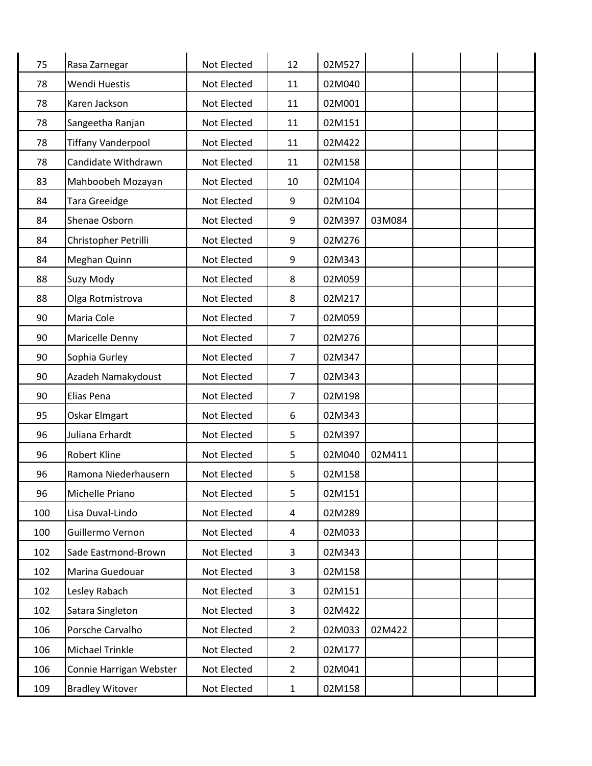| | | | | | | | | |
|---|---|---|---|---|---|---|---|---|
| 75 | Rasa Zarnegar | Not Elected | 12 | 02M527 | | | | |
| 78 | Wendi Huestis | Not Elected | 11 | 02M040 | | | | |
| 78 | Karen Jackson | Not Elected | 11 | 02M001 | | | | |
| 78 | Sangeetha Ranjan | Not Elected | 11 | 02M151 | | | | |
| 78 | Tiffany Vanderpool | Not Elected | 11 | 02M422 | | | | |
| 78 | Candidate Withdrawn | Not Elected | 11 | 02M158 | | | | |
| 83 | Mahboobeh Mozayan | Not Elected | 10 | 02M104 | | | | |
| 84 | Tara Greeidge | Not Elected | 9 | 02M104 | | | | |
| 84 | Shenae Osborn | Not Elected | 9 | 02M397 | 03M084 | | | |
| 84 | Christopher Petrilli | Not Elected | 9 | 02M276 | | | | |
| 84 | Meghan Quinn | Not Elected | 9 | 02M343 | | | | |
| 88 | Suzy Mody | Not Elected | 8 | 02M059 | | | | |
| 88 | Olga Rotmistrova | Not Elected | 8 | 02M217 | | | | |
| 90 | Maria Cole | Not Elected | 7 | 02M059 | | | | |
| 90 | Maricelle Denny | Not Elected | 7 | 02M276 | | | | |
| 90 | Sophia Gurley | Not Elected | 7 | 02M347 | | | | |
| 90 | Azadeh Namakydoust | Not Elected | 7 | 02M343 | | | | |
| 90 | Elias Pena | Not Elected | 7 | 02M198 | | | | |
| 95 | Oskar Elmgart | Not Elected | 6 | 02M343 | | | | |
| 96 | Juliana Erhardt | Not Elected | 5 | 02M397 | | | | |
| 96 | Robert Kline | Not Elected | 5 | 02M040 | 02M411 | | | |
| 96 | Ramona Niederhausern | Not Elected | 5 | 02M158 | | | | |
| 96 | Michelle Priano | Not Elected | 5 | 02M151 | | | | |
| 100 | Lisa Duval-Lindo | Not Elected | 4 | 02M289 | | | | |
| 100 | Guillermo Vernon | Not Elected | 4 | 02M033 | | | | |
| 102 | Sade Eastmond-Brown | Not Elected | 3 | 02M343 | | | | |
| 102 | Marina Guedouar | Not Elected | 3 | 02M158 | | | | |
| 102 | Lesley Rabach | Not Elected | 3 | 02M151 | | | | |
| 102 | Satara Singleton | Not Elected | 3 | 02M422 | | | | |
| 106 | Porsche Carvalho | Not Elected | 2 | 02M033 | 02M422 | | | |
| 106 | Michael Trinkle | Not Elected | 2 | 02M177 | | | | |
| 106 | Connie Harrigan Webster | Not Elected | 2 | 02M041 | | | | |
| 109 | Bradley Witover | Not Elected | 1 | 02M158 | | | | |